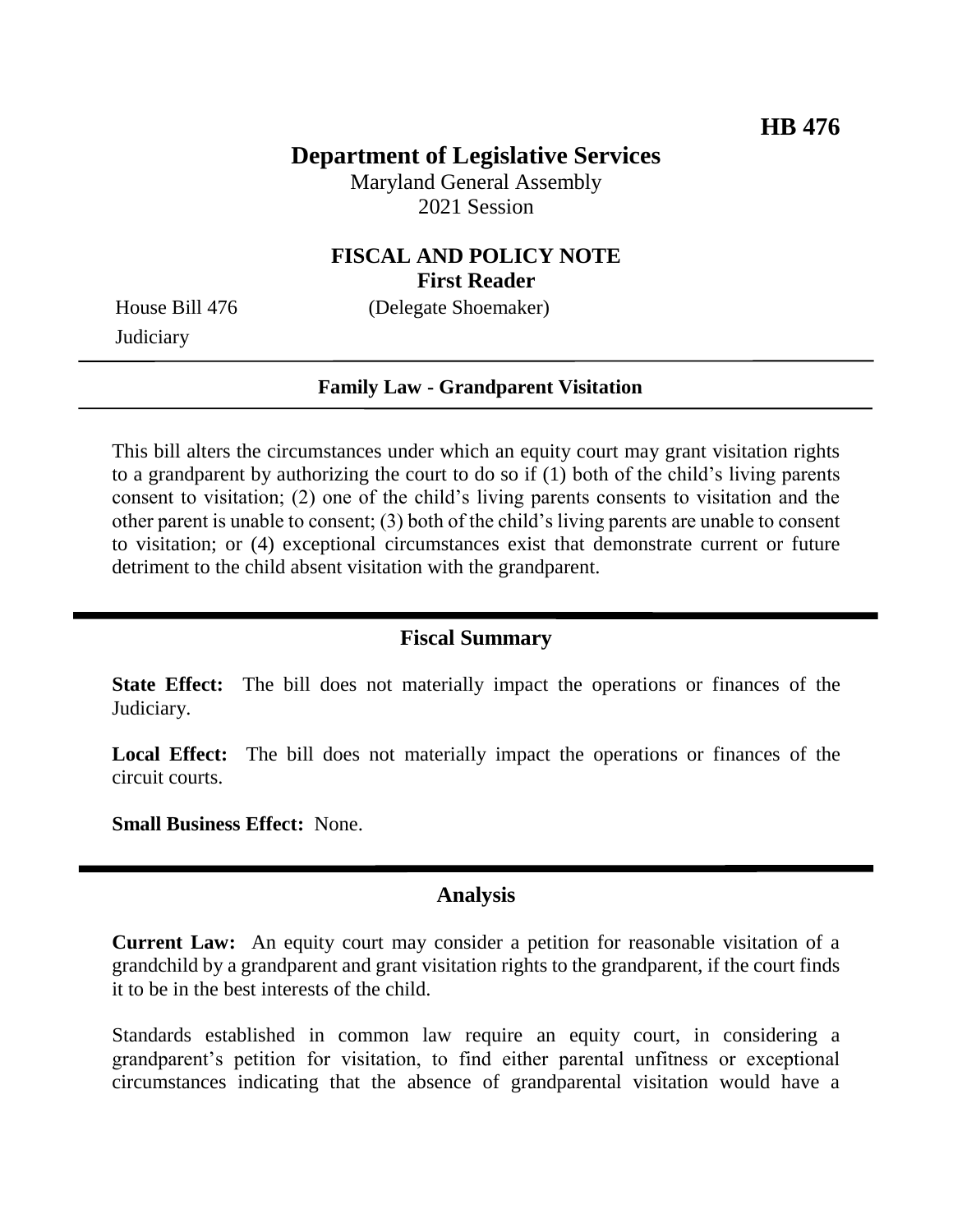**HB 476**

# Department of Legislative Services

Maryland General Assembly
2021 Session

## FISCAL AND POLICY NOTE
**First Reader**

House Bill 476 (Delegate Shoemaker)
Judiciary

---

**Family Law - Grandparent Visitation**

---

This bill alters the circumstances under which an equity court may grant visitation rights to a grandparent by authorizing the court to do so if (1) both of the child's living parents consent to visitation; (2) one of the child's living parents consents to visitation and the other parent is unable to consent; (3) both of the child's living parents are unable to consent to visitation; or (4) exceptional circumstances exist that demonstrate current or future detriment to the child absent visitation with the grandparent.

## Fiscal Summary

**State Effect:** The bill does not materially impact the operations or finances of the Judiciary.

**Local Effect:** The bill does not materially impact the operations or finances of the circuit courts.

**Small Business Effect:** None.

## Analysis

**Current Law:** An equity court may consider a petition for reasonable visitation of a grandchild by a grandparent and grant visitation rights to the grandparent, if the court finds it to be in the best interests of the child.

Standards established in common law require an equity court, in considering a grandparent's petition for visitation, to find either parental unfitness or exceptional circumstances indicating that the absence of grandparental visitation would have a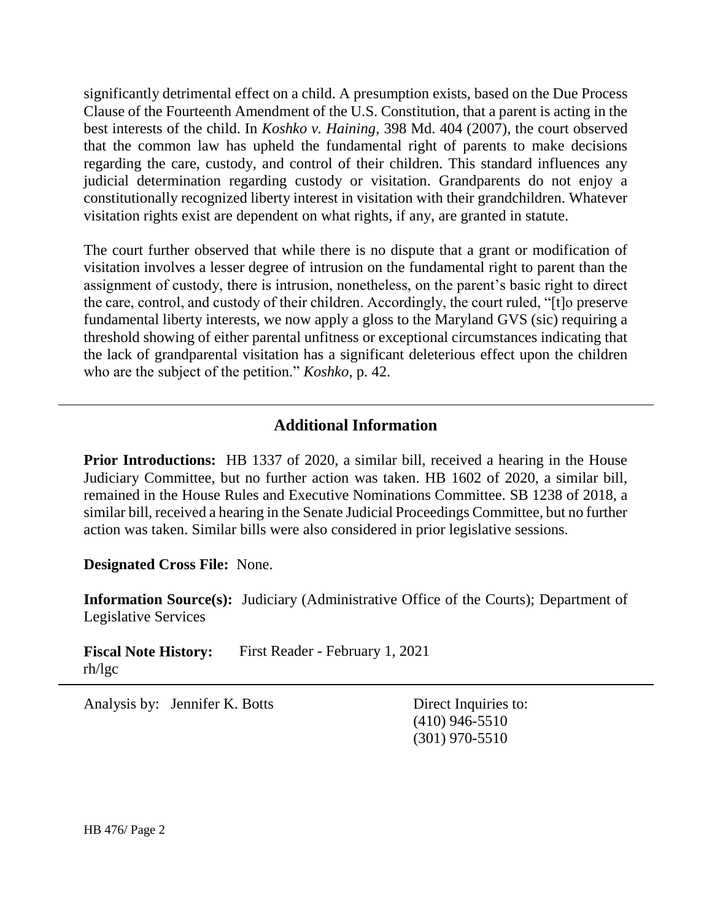significantly detrimental effect on a child. A presumption exists, based on the Due Process Clause of the Fourteenth Amendment of the U.S. Constitution, that a parent is acting in the best interests of the child. In *Koshko v. Haining*, 398 Md. 404 (2007), the court observed that the common law has upheld the fundamental right of parents to make decisions regarding the care, custody, and control of their children. This standard influences any judicial determination regarding custody or visitation. Grandparents do not enjoy a constitutionally recognized liberty interest in visitation with their grandchildren. Whatever visitation rights exist are dependent on what rights, if any, are granted in statute.

The court further observed that while there is no dispute that a grant or modification of visitation involves a lesser degree of intrusion on the fundamental right to parent than the assignment of custody, there is intrusion, nonetheless, on the parent's basic right to direct the care, control, and custody of their children. Accordingly, the court ruled, "[t]o preserve fundamental liberty interests, we now apply a gloss to the Maryland GVS (sic) requiring a threshold showing of either parental unfitness or exceptional circumstances indicating that the lack of grandparental visitation has a significant deleterious effect upon the children who are the subject of the petition." *Koshko*, p. 42.

## Additional Information

**Prior Introductions:** HB 1337 of 2020, a similar bill, received a hearing in the House Judiciary Committee, but no further action was taken. HB 1602 of 2020, a similar bill, remained in the House Rules and Executive Nominations Committee. SB 1238 of 2018, a similar bill, received a hearing in the Senate Judicial Proceedings Committee, but no further action was taken. Similar bills were also considered in prior legislative sessions.

**Designated Cross File:** None.

**Information Source(s):** Judiciary (Administrative Office of the Courts); Department of Legislative Services

**Fiscal Note History:** First Reader - February 1, 2021
rh/lgc

Analysis by: Jennifer K. Botts

Direct Inquiries to:
(410) 946-5510
(301) 970-5510